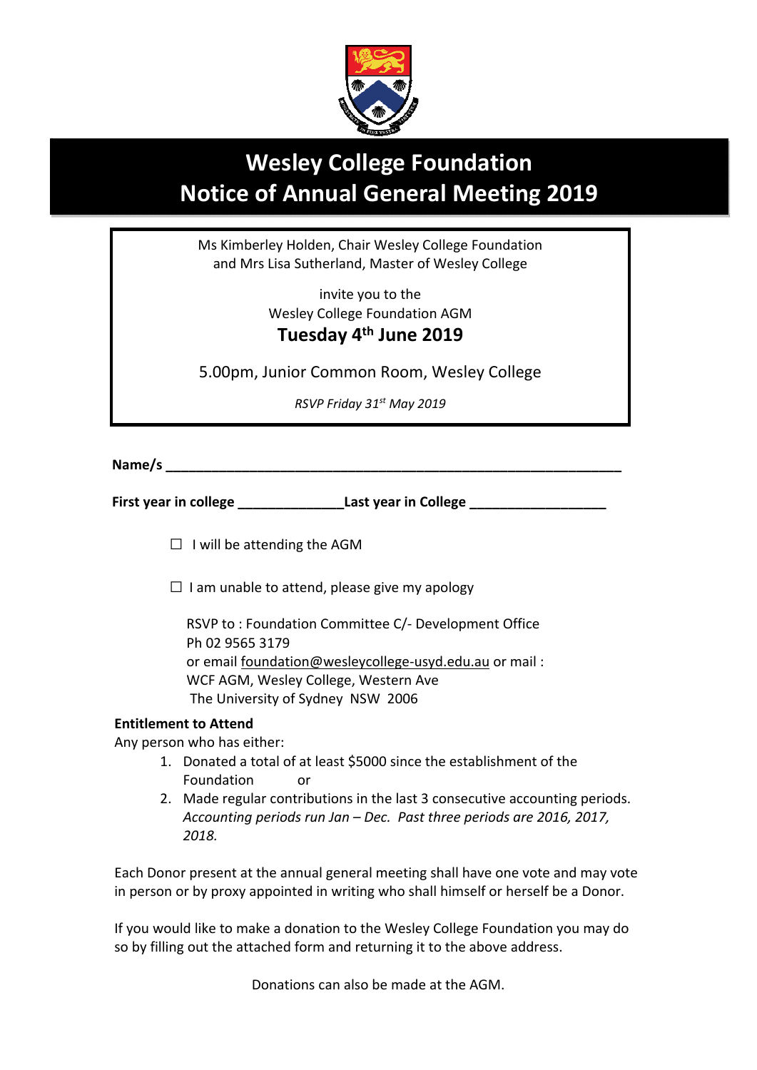# Wesley College Foundation
# Notice of Annual General Meeting 2019

Ms Kimberley Holden, Chair Wesley College Foundation
and Mrs Lisa Sutherland, Master of Wesley College

invite you to the
Wesley College Foundation AGM

**Tuesday 4th June 2019**

5.00pm, Junior Common Room, Wesley College

*RSVP Friday 31st May 2019*

**Name/s** ______________________________________________________________

**First year in college** ______________**Last year in College** __________________

☐ I will be attending the AGM

☐ I am unable to attend, please give my apology

RSVP to : Foundation Committee C/- Development Office
Ph 02 9565 3179
or email foundation@wesleycollege-usyd.edu.au or mail :
WCF AGM, Wesley College, Western Ave
The University of Sydney NSW 2006

**Entitlement to Attend**

Any person who has either:

1. Donated a total of at least $5000 since the establishment of the Foundation or
2. Made regular contributions in the last 3 consecutive accounting periods. *Accounting periods run Jan – Dec. Past three periods are 2016, 2017, 2018.*

Each Donor present at the annual general meeting shall have one vote and may vote in person or by proxy appointed in writing who shall himself or herself be a Donor.

If you would like to make a donation to the Wesley College Foundation you may do so by filling out the attached form and returning it to the above address.

Donations can also be made at the AGM.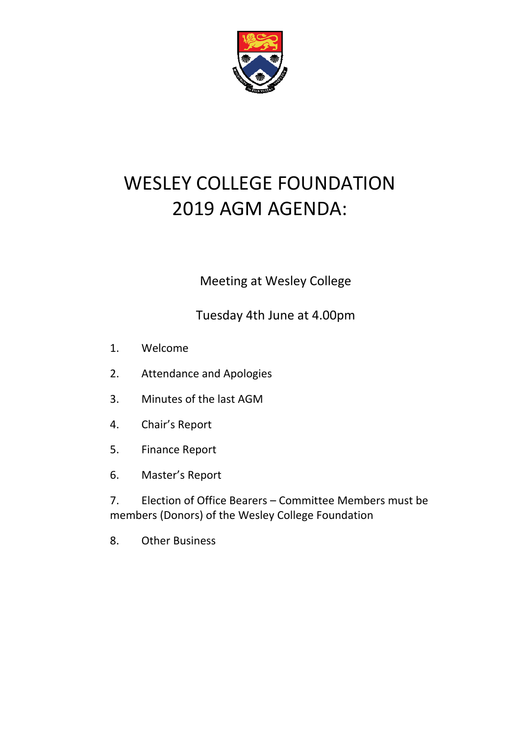# WESLEY COLLEGE FOUNDATION 2019 AGM AGENDA:

Meeting at Wesley College

Tuesday 4th June at 4.00pm

1. Welcome
2. Attendance and Apologies
3. Minutes of the last AGM
4. Chair's Report
5. Finance Report
6. Master's Report
7. Election of Office Bearers – Committee Members must be members (Donors) of the Wesley College Foundation
8. Other Business